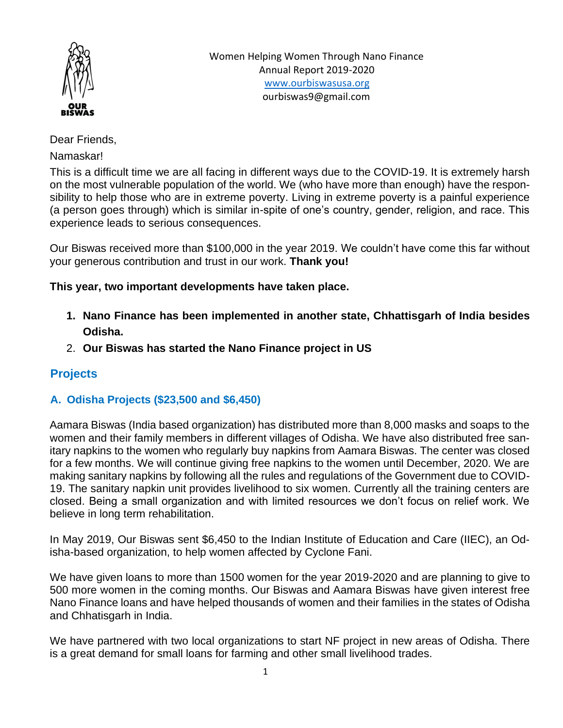Women Helping Women Through Nano Finance
Annual Report 2019-2020
www.ourbiswasusa.org
ourbiswas9@gmail.com

Dear Friends,

Namaskar!

This is a difficult time we are all facing in different ways due to the COVID-19. It is extremely harsh on the most vulnerable population of the world. We (who have more than enough) have the responsibility to help those who are in extreme poverty. Living in extreme poverty is a painful experience (a person goes through) which is similar in-spite of one's country, gender, religion, and race. This experience leads to serious consequences.

Our Biswas received more than $100,000 in the year 2019. We couldn't have come this far without your generous contribution and trust in our work. **Thank you!**

**This year, two important developments have taken place.**

1. **Nano Finance has been implemented in another state, Chhattisgarh of India besides Odisha.**
2. **Our Biswas has started the Nano Finance project in US**

## Projects

### A. Odisha Projects ($23,500 and $6,450)

Aamara Biswas (India based organization) has distributed more than 8,000 masks and soaps to the women and their family members in different villages of Odisha. We have also distributed free sanitary napkins to the women who regularly buy napkins from Aamara Biswas. The center was closed for a few months. We will continue giving free napkins to the women until December, 2020. We are making sanitary napkins by following all the rules and regulations of the Government due to COVID-19. The sanitary napkin unit provides livelihood to six women. Currently all the training centers are closed. Being a small organization and with limited resources we don't focus on relief work. We believe in long term rehabilitation.

In May 2019, Our Biswas sent $6,450 to the Indian Institute of Education and Care (IIEC), an Odisha-based organization, to help women affected by Cyclone Fani.

We have given loans to more than 1500 women for the year 2019-2020 and are planning to give to 500 more women in the coming months. Our Biswas and Aamara Biswas have given interest free Nano Finance loans and have helped thousands of women and their families in the states of Odisha and Chhatisgarh in India.

We have partnered with two local organizations to start NF project in new areas of Odisha. There is a great demand for small loans for farming and other small livelihood trades.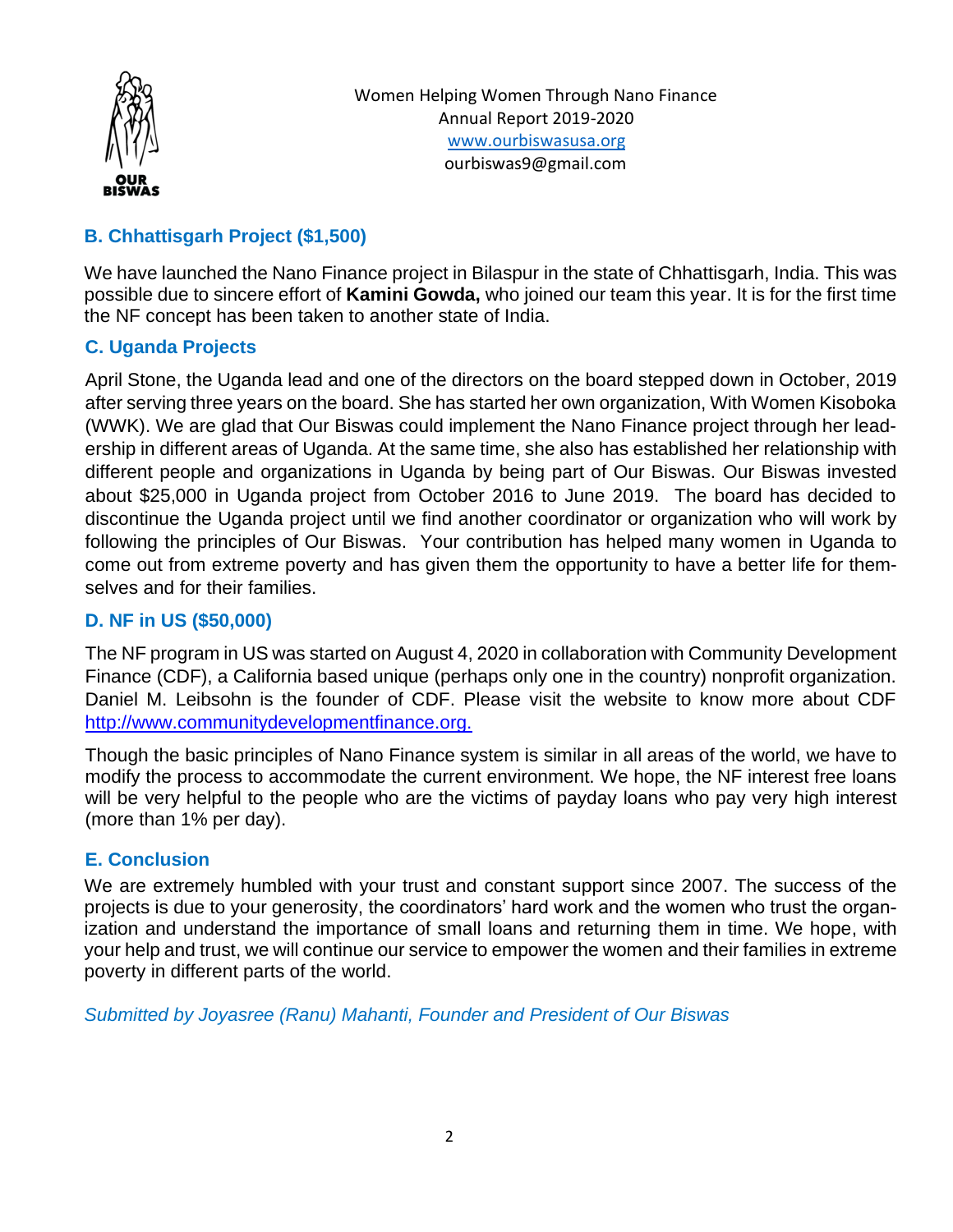Women Helping Women Through Nano Finance
Annual Report 2019-2020
www.ourbiswasusa.org
ourbiswas9@gmail.com

## B. Chhattisgarh Project ($1,500)

We have launched the Nano Finance project in Bilaspur in the state of Chhattisgarh, India. This was possible due to sincere effort of **Kamini Gowda,** who joined our team this year. It is for the first time the NF concept has been taken to another state of India.

## C. Uganda Projects

April Stone, the Uganda lead and one of the directors on the board stepped down in October, 2019 after serving three years on the board. She has started her own organization, With Women Kisoboka (WWK). We are glad that Our Biswas could implement the Nano Finance project through her leadership in different areas of Uganda. At the same time, she also has established her relationship with different people and organizations in Uganda by being part of Our Biswas. Our Biswas invested about $25,000 in Uganda project from October 2016 to June 2019. The board has decided to discontinue the Uganda project until we find another coordinator or organization who will work by following the principles of Our Biswas. Your contribution has helped many women in Uganda to come out from extreme poverty and has given them the opportunity to have a better life for themselves and for their families.

## D. NF in US ($50,000)

The NF program in US was started on August 4, 2020 in collaboration with Community Development Finance (CDF), a California based unique (perhaps only one in the country) nonprofit organization. Daniel M. Leibsohn is the founder of CDF. Please visit the website to know more about CDF http://www.communitydevelopmentfinance.org.

Though the basic principles of Nano Finance system is similar in all areas of the world, we have to modify the process to accommodate the current environment. We hope, the NF interest free loans will be very helpful to the people who are the victims of payday loans who pay very high interest (more than 1% per day).

## E. Conclusion

We are extremely humbled with your trust and constant support since 2007. The success of the projects is due to your generosity, the coordinators' hard work and the women who trust the organization and understand the importance of small loans and returning them in time. We hope, with your help and trust, we will continue our service to empower the women and their families in extreme poverty in different parts of the world.

*Submitted by Joyasree (Ranu) Mahanti, Founder and President of Our Biswas*